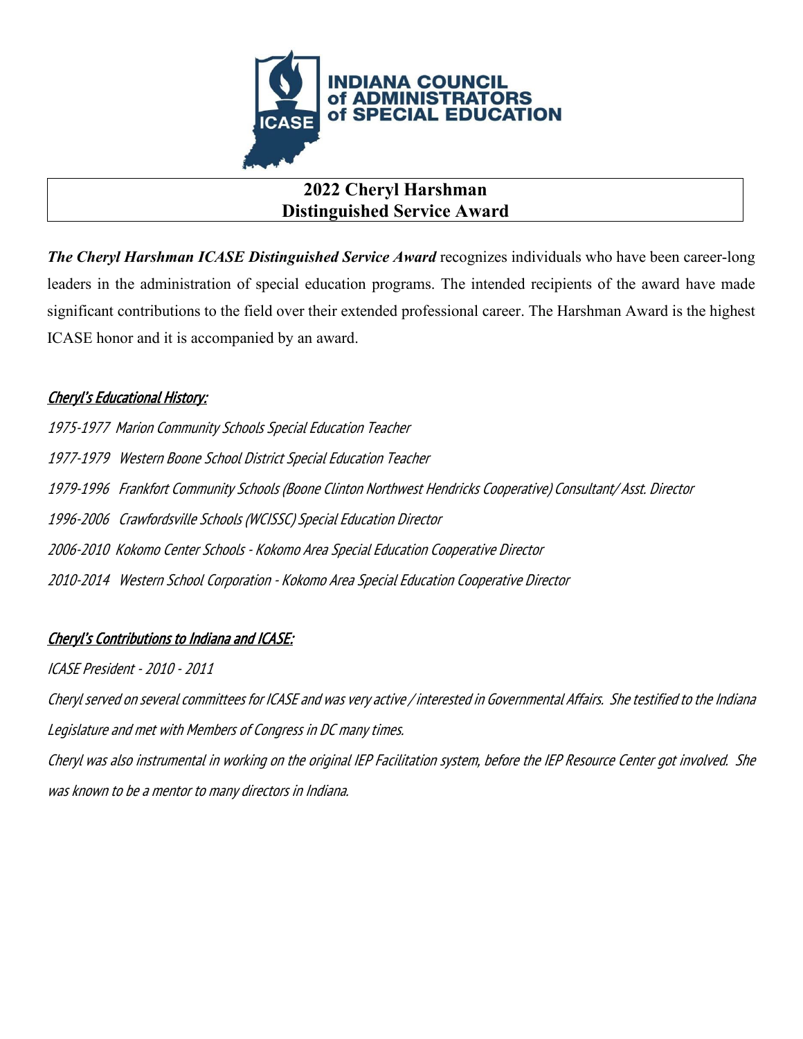INDIANA COUNCIL of ADMINISTRATORS of SPECIAL EDUCATION

# 2022 Cheryl Harshman Distinguished Service Award

***The Cheryl Harshman ICASE Distinguished Service Award*** recognizes individuals who have been career-long leaders in the administration of special education programs. The intended recipients of the award have made significant contributions to the field over their extended professional career. The Harshman Award is the highest ICASE honor and it is accompanied by an award.

## *Cheryl's Educational History:*

*1975-1977 Marion Community Schools Special Education Teacher*

*1977-1979 Western Boone School District Special Education Teacher*

*1979-1996 Frankfort Community Schools (Boone Clinton Northwest Hendricks Cooperative) Consultant/ Asst. Director*

*1996-2006 Crawfordsville Schools (WCISSC) Special Education Director*

*2006-2010 Kokomo Center Schools - Kokomo Area Special Education Cooperative Director*

*2010-2014 Western School Corporation - Kokomo Area Special Education Cooperative Director*

## *Cheryl's Contributions to Indiana and ICASE:*

*ICASE President - 2010 - 2011*

*Cheryl served on several committees for ICASE and was very active / interested in Governmental Affairs. She testified to the Indiana Legislature and met with Members of Congress in DC many times.*

*Cheryl was also instrumental in working on the original IEP Facilitation system, before the IEP Resource Center got involved. She was known to be a mentor to many directors in Indiana.*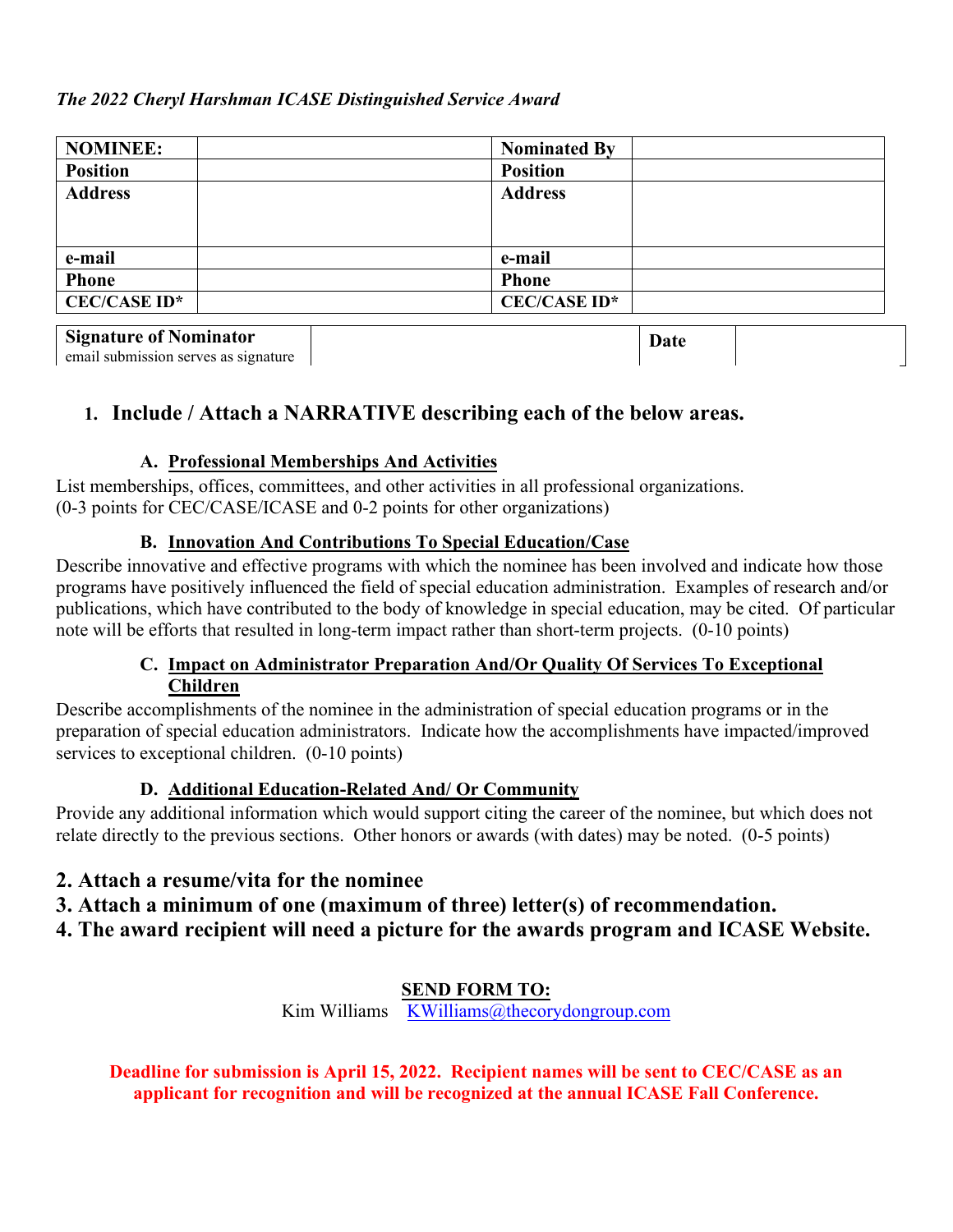*The 2022 Cheryl Harshman ICASE Distinguished Service Award*

| | | | |
|---|---|---|---|
| **NOMINEE:** | | **Nominated By** | |
| **Position** | | **Position** | |
| **Address** | | **Address** | |
| **e-mail** | | **e-mail** | |
| **Phone** | | **Phone** | |
| **CEC/CASE ID*** | | **CEC/CASE ID*** | |

| | | | |
|---|---|---|---|
| **Signature of Nominator** email submission serves as signature | | **Date** | |

## 1. Include / Attach a NARRATIVE describing each of the below areas.

### A. Professional Memberships And Activities

List memberships, offices, committees, and other activities in all professional organizations. (0-3 points for CEC/CASE/ICASE and 0-2 points for other organizations)

### B. Innovation And Contributions To Special Education/Case

Describe innovative and effective programs with which the nominee has been involved and indicate how those programs have positively influenced the field of special education administration. Examples of research and/or publications, which have contributed to the body of knowledge in special education, may be cited. Of particular note will be efforts that resulted in long-term impact rather than short-term projects. (0-10 points)

### C. Impact on Administrator Preparation And/Or Quality Of Services To Exceptional Children

Describe accomplishments of the nominee in the administration of special education programs or in the preparation of special education administrators. Indicate how the accomplishments have impacted/improved services to exceptional children. (0-10 points)

### D. Additional Education-Related And/ Or Community

Provide any additional information which would support citing the career of the nominee, but which does not relate directly to the previous sections. Other honors or awards (with dates) may be noted. (0-5 points)

## 2. Attach a resume/vita for the nominee

## 3. Attach a minimum of one (maximum of three) letter(s) of recommendation.

## 4. The award recipient will need a picture for the awards program and ICASE Website.

**SEND FORM TO:**

Kim Williams KWilliams@thecorydongroup.com

**Deadline for submission is April 15, 2022. Recipient names will be sent to CEC/CASE as an applicant for recognition and will be recognized at the annual ICASE Fall Conference.**